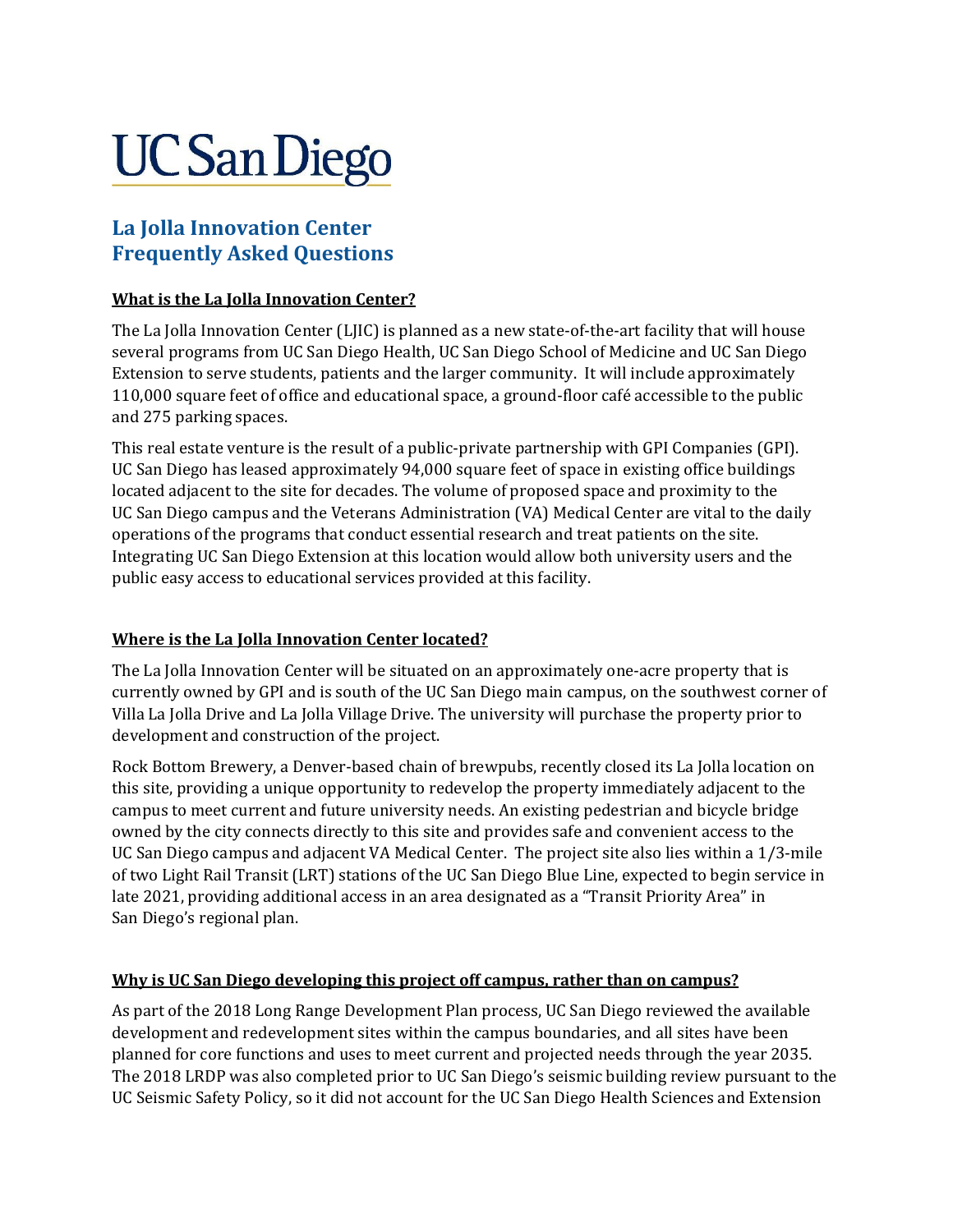# UC San Diego

## La Jolla Innovation Center Frequently Asked Questions

### What is the La Jolla Innovation Center?

The La Jolla Innovation Center (LJIC) is planned as a new state-of-the-art facility that will house several programs from UC San Diego Health, UC San Diego School of Medicine and UC San Diego Extension to serve students, patients and the larger community. It will include approximately 110,000 square feet of office and educational space, a ground-floor café accessible to the public and 275 parking spaces.

This real estate venture is the result of a public-private partnership with GPI Companies (GPI). UC San Diego has leased approximately 94,000 square feet of space in existing office buildings located adjacent to the site for decades. The volume of proposed space and proximity to the UC San Diego campus and the Veterans Administration (VA) Medical Center are vital to the daily operations of the programs that conduct essential research and treat patients on the site. Integrating UC San Diego Extension at this location would allow both university users and the public easy access to educational services provided at this facility.

### Where is the La Jolla Innovation Center located?

The La Jolla Innovation Center will be situated on an approximately one-acre property that is currently owned by GPI and is south of the UC San Diego main campus, on the southwest corner of Villa La Jolla Drive and La Jolla Village Drive. The university will purchase the property prior to development and construction of the project.

Rock Bottom Brewery, a Denver-based chain of brewpubs, recently closed its La Jolla location on this site, providing a unique opportunity to redevelop the property immediately adjacent to the campus to meet current and future university needs. An existing pedestrian and bicycle bridge owned by the city connects directly to this site and provides safe and convenient access to the UC San Diego campus and adjacent VA Medical Center. The project site also lies within a 1/3-mile of two Light Rail Transit (LRT) stations of the UC San Diego Blue Line, expected to begin service in late 2021, providing additional access in an area designated as a "Transit Priority Area" in San Diego's regional plan.

### Why is UC San Diego developing this project off campus, rather than on campus?

As part of the 2018 Long Range Development Plan process, UC San Diego reviewed the available development and redevelopment sites within the campus boundaries, and all sites have been planned for core functions and uses to meet current and projected needs through the year 2035. The 2018 LRDP was also completed prior to UC San Diego's seismic building review pursuant to the UC Seismic Safety Policy, so it did not account for the UC San Diego Health Sciences and Extension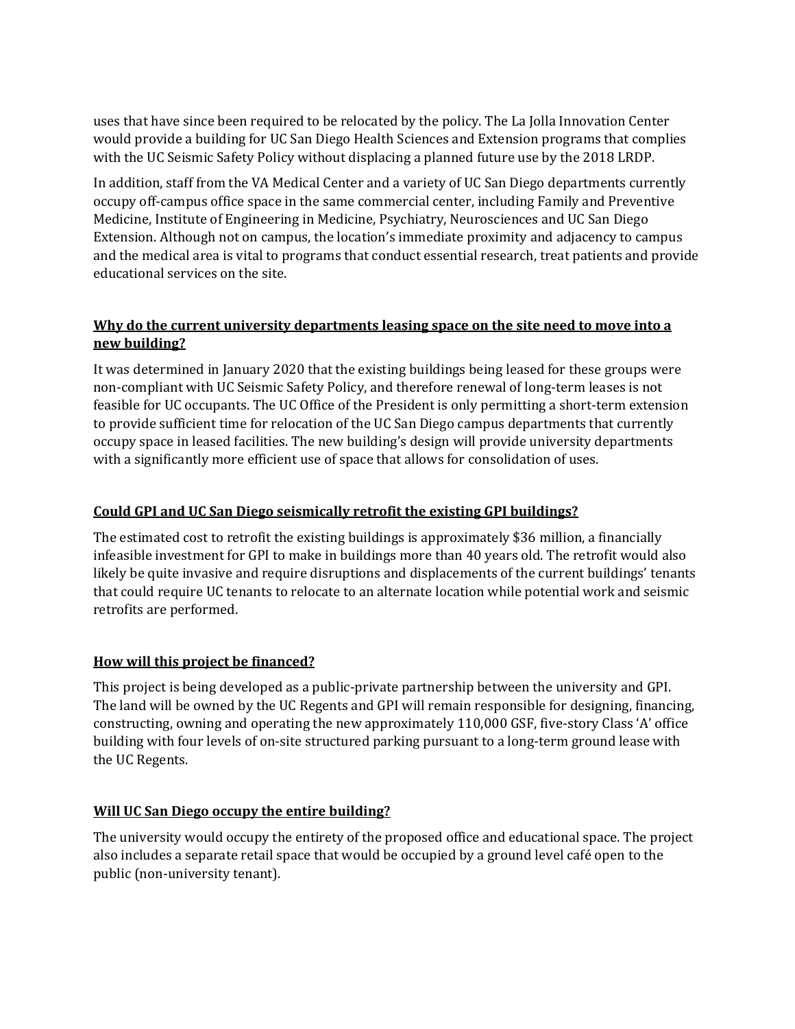uses that have since been required to be relocated by the policy. The La Jolla Innovation Center would provide a building for UC San Diego Health Sciences and Extension programs that complies with the UC Seismic Safety Policy without displacing a planned future use by the 2018 LRDP.

In addition, staff from the VA Medical Center and a variety of UC San Diego departments currently occupy off-campus office space in the same commercial center, including Family and Preventive Medicine, Institute of Engineering in Medicine, Psychiatry, Neurosciences and UC San Diego Extension. Although not on campus, the location's immediate proximity and adjacency to campus and the medical area is vital to programs that conduct essential research, treat patients and provide educational services on the site.

### Why do the current university departments leasing space on the site need to move into a new building?

It was determined in January 2020 that the existing buildings being leased for these groups were non-compliant with UC Seismic Safety Policy, and therefore renewal of long-term leases is not feasible for UC occupants. The UC Office of the President is only permitting a short-term extension to provide sufficient time for relocation of the UC San Diego campus departments that currently occupy space in leased facilities. The new building's design will provide university departments with a significantly more efficient use of space that allows for consolidation of uses.

### Could GPI and UC San Diego seismically retrofit the existing GPI buildings?

The estimated cost to retrofit the existing buildings is approximately $36 million, a financially infeasible investment for GPI to make in buildings more than 40 years old. The retrofit would also likely be quite invasive and require disruptions and displacements of the current buildings' tenants that could require UC tenants to relocate to an alternate location while potential work and seismic retrofits are performed.

### How will this project be financed?

This project is being developed as a public-private partnership between the university and GPI. The land will be owned by the UC Regents and GPI will remain responsible for designing, financing, constructing, owning and operating the new approximately 110,000 GSF, five-story Class 'A' office building with four levels of on-site structured parking pursuant to a long-term ground lease with the UC Regents.

### Will UC San Diego occupy the entire building?

The university would occupy the entirety of the proposed office and educational space. The project also includes a separate retail space that would be occupied by a ground level café open to the public (non-university tenant).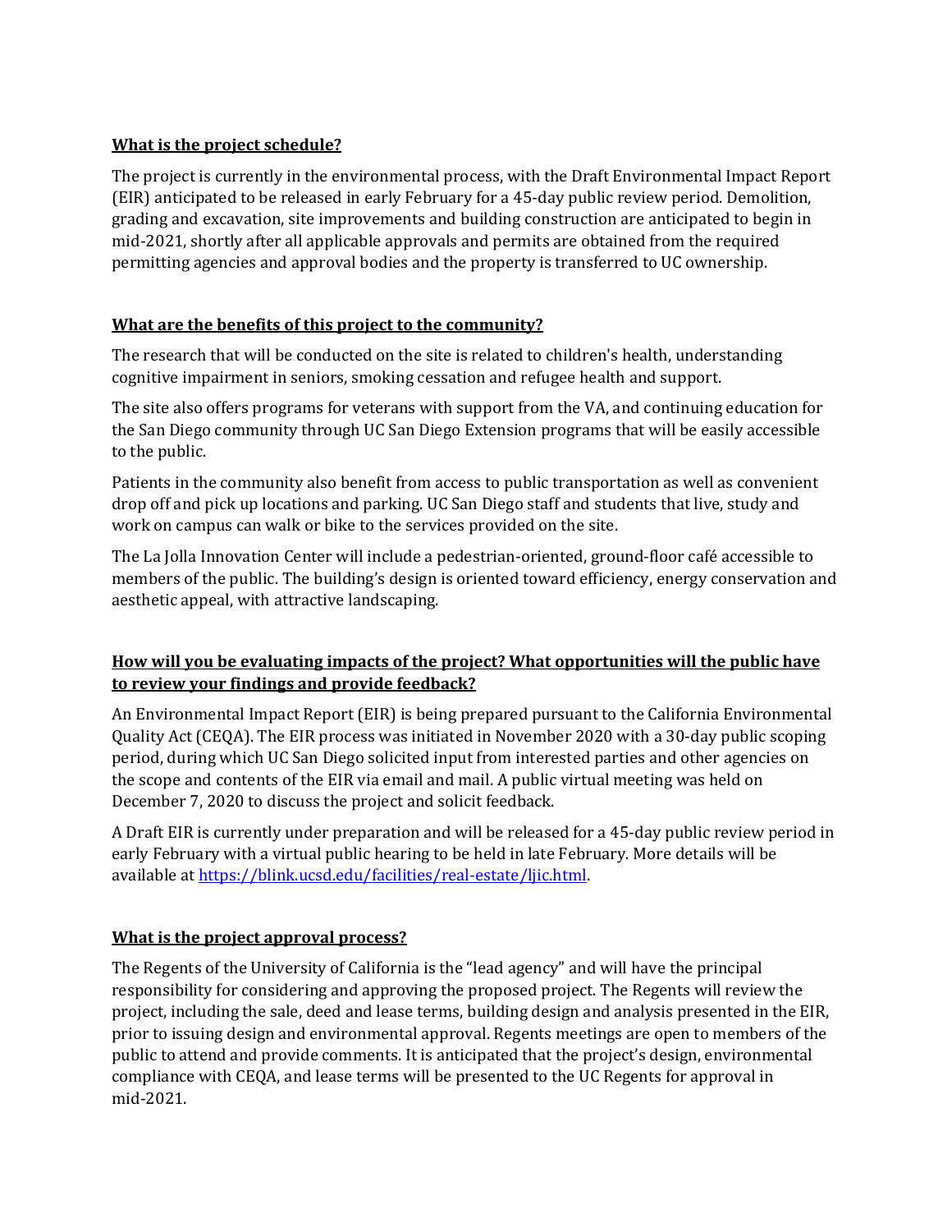**What is the project schedule?**

The project is currently in the environmental process, with the Draft Environmental Impact Report (EIR) anticipated to be released in early February for a 45-day public review period. Demolition, grading and excavation, site improvements and building construction are anticipated to begin in mid-2021, shortly after all applicable approvals and permits are obtained from the required permitting agencies and approval bodies and the property is transferred to UC ownership.

**What are the benefits of this project to the community?**

The research that will be conducted on the site is related to children's health, understanding cognitive impairment in seniors, smoking cessation and refugee health and support.

The site also offers programs for veterans with support from the VA, and continuing education for the San Diego community through UC San Diego Extension programs that will be easily accessible to the public.

Patients in the community also benefit from access to public transportation as well as convenient drop off and pick up locations and parking. UC San Diego staff and students that live, study and work on campus can walk or bike to the services provided on the site.

The La Jolla Innovation Center will include a pedestrian-oriented, ground-floor café accessible to members of the public. The building's design is oriented toward efficiency, energy conservation and aesthetic appeal, with attractive landscaping.

**How will you be evaluating impacts of the project? What opportunities will the public have to review your findings and provide feedback?**

An Environmental Impact Report (EIR) is being prepared pursuant to the California Environmental Quality Act (CEQA). The EIR process was initiated in November 2020 with a 30-day public scoping period, during which UC San Diego solicited input from interested parties and other agencies on the scope and contents of the EIR via email and mail. A public virtual meeting was held on December 7, 2020 to discuss the project and solicit feedback.

A Draft EIR is currently under preparation and will be released for a 45-day public review period in early February with a virtual public hearing to be held in late February. More details will be available at [https://blink.ucsd.edu/facilities/real-estate/ljic.html](https://blink.ucsd.edu/facilities/real-estate/ljic.html).

**What is the project approval process?**

The Regents of the University of California is the "lead agency" and will have the principal responsibility for considering and approving the proposed project. The Regents will review the project, including the sale, deed and lease terms, building design and analysis presented in the EIR, prior to issuing design and environmental approval. Regents meetings are open to members of the public to attend and provide comments. It is anticipated that the project's design, environmental compliance with CEQA, and lease terms will be presented to the UC Regents for approval in mid-2021.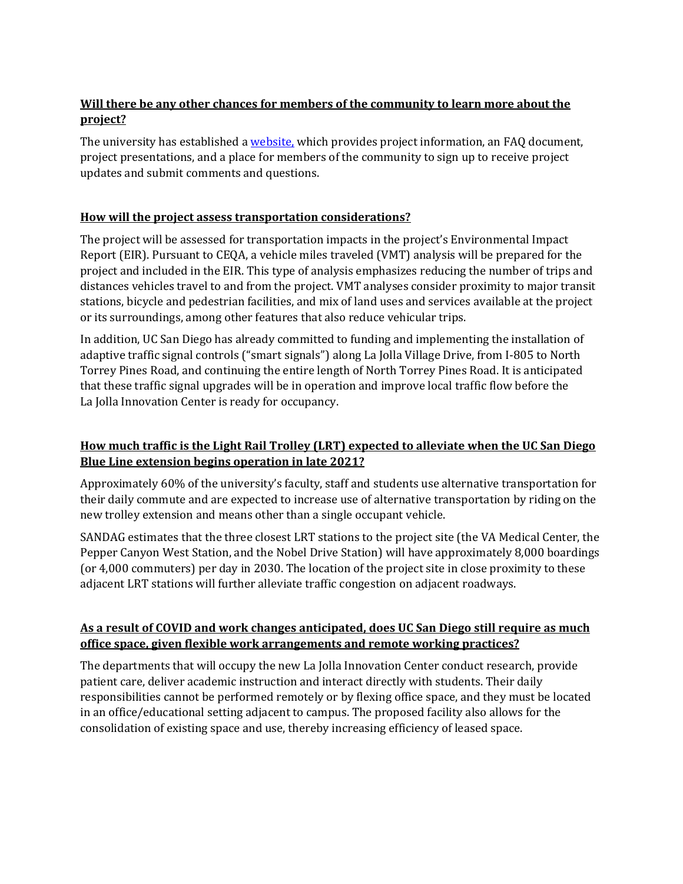**Will there be any other chances for members of the community to learn more about the project?**

The university has established a website, which provides project information, an FAQ document, project presentations, and a place for members of the community to sign up to receive project updates and submit comments and questions.

**How will the project assess transportation considerations?**

The project will be assessed for transportation impacts in the project's Environmental Impact Report (EIR). Pursuant to CEQA, a vehicle miles traveled (VMT) analysis will be prepared for the project and included in the EIR. This type of analysis emphasizes reducing the number of trips and distances vehicles travel to and from the project. VMT analyses consider proximity to major transit stations, bicycle and pedestrian facilities, and mix of land uses and services available at the project or its surroundings, among other features that also reduce vehicular trips.

In addition, UC San Diego has already committed to funding and implementing the installation of adaptive traffic signal controls ("smart signals") along La Jolla Village Drive, from I-805 to North Torrey Pines Road, and continuing the entire length of North Torrey Pines Road. It is anticipated that these traffic signal upgrades will be in operation and improve local traffic flow before the La Jolla Innovation Center is ready for occupancy.

**How much traffic is the Light Rail Trolley (LRT) expected to alleviate when the UC San Diego Blue Line extension begins operation in late 2021?**

Approximately 60% of the university's faculty, staff and students use alternative transportation for their daily commute and are expected to increase use of alternative transportation by riding on the new trolley extension and means other than a single occupant vehicle.

SANDAG estimates that the three closest LRT stations to the project site (the VA Medical Center, the Pepper Canyon West Station, and the Nobel Drive Station) will have approximately 8,000 boardings (or 4,000 commuters) per day in 2030. The location of the project site in close proximity to these adjacent LRT stations will further alleviate traffic congestion on adjacent roadways.

**As a result of COVID and work changes anticipated, does UC San Diego still require as much office space, given flexible work arrangements and remote working practices?**

The departments that will occupy the new La Jolla Innovation Center conduct research, provide patient care, deliver academic instruction and interact directly with students. Their daily responsibilities cannot be performed remotely or by flexing office space, and they must be located in an office/educational setting adjacent to campus. The proposed facility also allows for the consolidation of existing space and use, thereby increasing efficiency of leased space.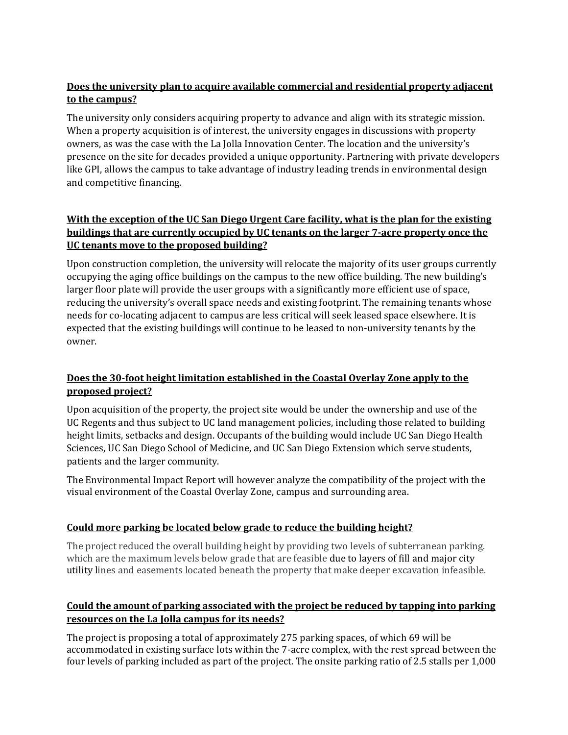**Does the university plan to acquire available commercial and residential property adjacent to the campus?**

The university only considers acquiring property to advance and align with its strategic mission. When a property acquisition is of interest, the university engages in discussions with property owners, as was the case with the La Jolla Innovation Center. The location and the university's presence on the site for decades provided a unique opportunity. Partnering with private developers like GPI, allows the campus to take advantage of industry leading trends in environmental design and competitive financing.

**With the exception of the UC San Diego Urgent Care facility, what is the plan for the existing buildings that are currently occupied by UC tenants on the larger 7-acre property once the UC tenants move to the proposed building?**

Upon construction completion, the university will relocate the majority of its user groups currently occupying the aging office buildings on the campus to the new office building. The new building's larger floor plate will provide the user groups with a significantly more efficient use of space, reducing the university's overall space needs and existing footprint. The remaining tenants whose needs for co-locating adjacent to campus are less critical will seek leased space elsewhere. It is expected that the existing buildings will continue to be leased to non-university tenants by the owner.

**Does the 30-foot height limitation established in the Coastal Overlay Zone apply to the proposed project?**

Upon acquisition of the property, the project site would be under the ownership and use of the UC Regents and thus subject to UC land management policies, including those related to building height limits, setbacks and design. Occupants of the building would include UC San Diego Health Sciences, UC San Diego School of Medicine, and UC San Diego Extension which serve students, patients and the larger community.

The Environmental Impact Report will however analyze the compatibility of the project with the visual environment of the Coastal Overlay Zone, campus and surrounding area.

**Could more parking be located below grade to reduce the building height?**

The project reduced the overall building height by providing two levels of subterranean parking. which are the maximum levels below grade that are feasible due to layers of fill and major city utility lines and easements located beneath the property that make deeper excavation infeasible.

**Could the amount of parking associated with the project be reduced by tapping into parking resources on the La Jolla campus for its needs?**

The project is proposing a total of approximately 275 parking spaces, of which 69 will be accommodated in existing surface lots within the 7-acre complex, with the rest spread between the four levels of parking included as part of the project. The onsite parking ratio of 2.5 stalls per 1,000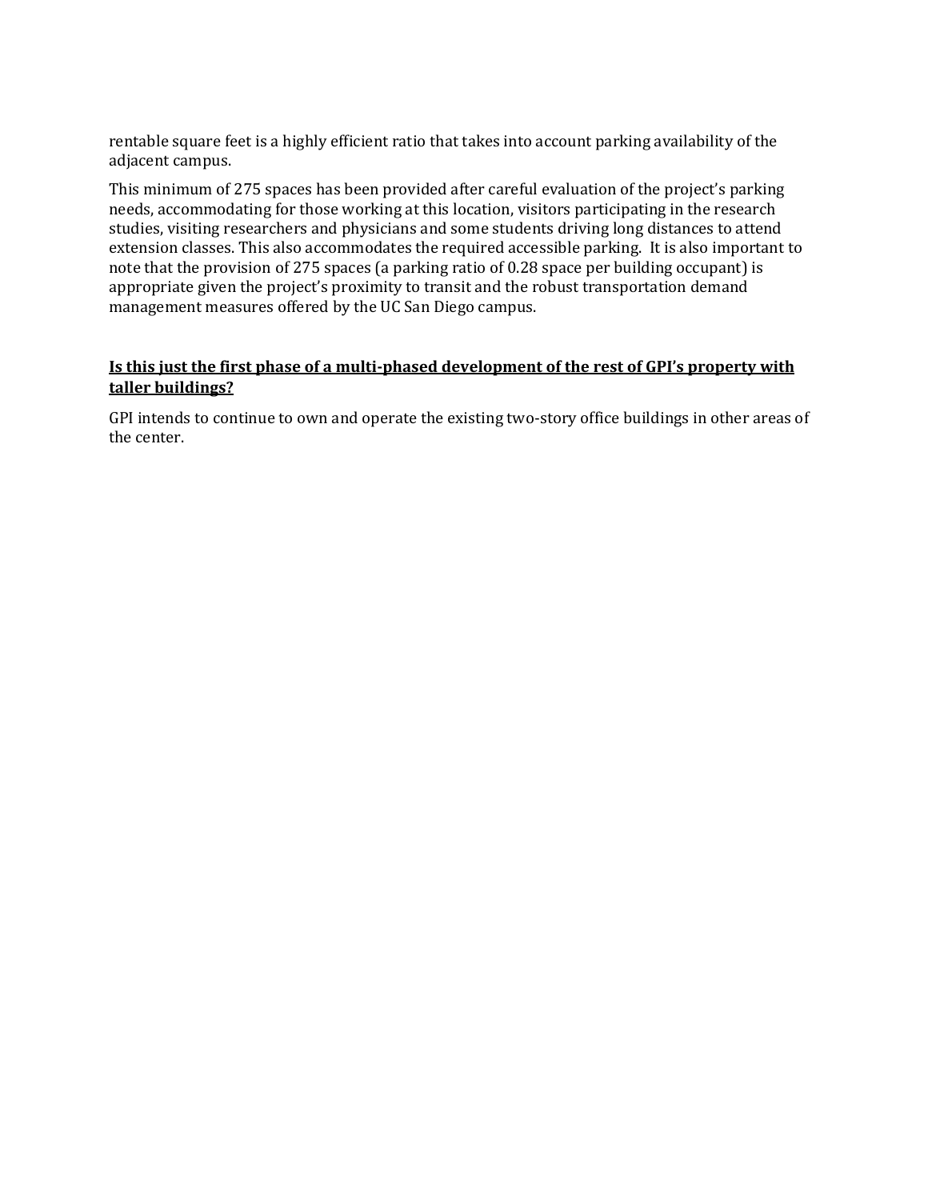rentable square feet is a highly efficient ratio that takes into account parking availability of the adjacent campus.

This minimum of 275 spaces has been provided after careful evaluation of the project's parking needs, accommodating for those working at this location, visitors participating in the research studies, visiting researchers and physicians and some students driving long distances to attend extension classes. This also accommodates the required accessible parking. It is also important to note that the provision of 275 spaces (a parking ratio of 0.28 space per building occupant) is appropriate given the project's proximity to transit and the robust transportation demand management measures offered by the UC San Diego campus.

**<u>Is this just the first phase of a multi-phased development of the rest of GPI's property with taller buildings?</u>**

GPI intends to continue to own and operate the existing two-story office buildings in other areas of the center.